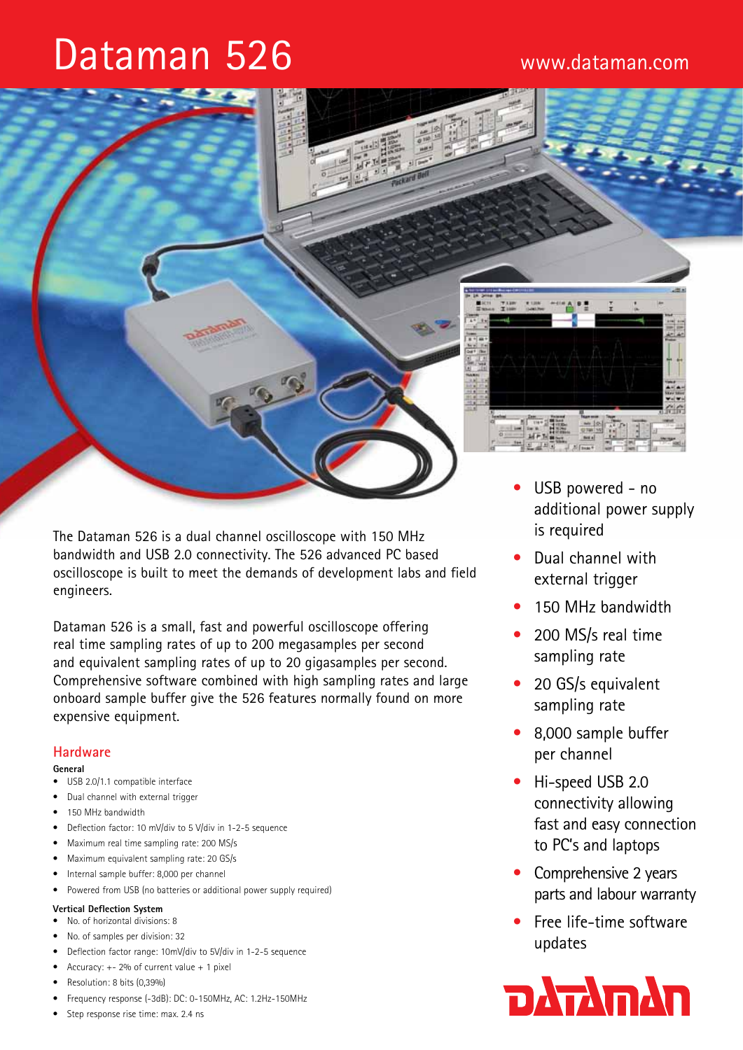# Dataman 526

www.dataman.com

The Dataman 526 is a dual channel oscilloscope with 150 MHz bandwidth and USB 2.0 connectivity. The 526 advanced PC based oscilloscope is built to meet the demands of development labs and field engineers.

Dataman 526 is a small, fast and powerful oscilloscope offering real time sampling rates of up to 200 megasamples per second and equivalent sampling rates of up to 20 gigasamples per second. Comprehensive software combined with high sampling rates and large onboard sample buffer give the 526 features normally found on more expensive equipment.

- USB powered - no additional power supply is required
- Dual channel with external trigger
- 150 MHz bandwidth
- 200 MS/s real time sampling rate
- 20 GS/s equivalent sampling rate
- 8,000 sample buffer per channel
- Hi-speed USB 2.0 connectivity allowing fast and easy connection to PC's and laptops
- Comprehensive 2 years parts and labour warranty
- Free life-time software updates

## Hardware

**General**

- USB 2.0/1.1 compatible interface
- Dual channel with external trigger
- 150 MHz bandwidth
- Deflection factor: 10 mV/div to 5 V/div in 1-2-5 sequence
- Maximum real time sampling rate: 200 MS/s
- Maximum equivalent sampling rate: 20 GS/s
- Internal sample buffer: 8,000 per channel
- Powered from USB (no batteries or additional power supply required)

**Vertical Deflection System**

- No. of horizontal divisions: 8
- No. of samples per division: 32
- Deflection factor range: 10mV/div to 5V/div in 1-2-5 sequence
- Accuracy: +- 2% of current value + 1 pixel
- Resolution: 8 bits (0,39%)
- Frequency response (-3dB): DC: 0-150MHz, AC: 1.2Hz-150MHz
- Step response rise time: max. 2.4 ns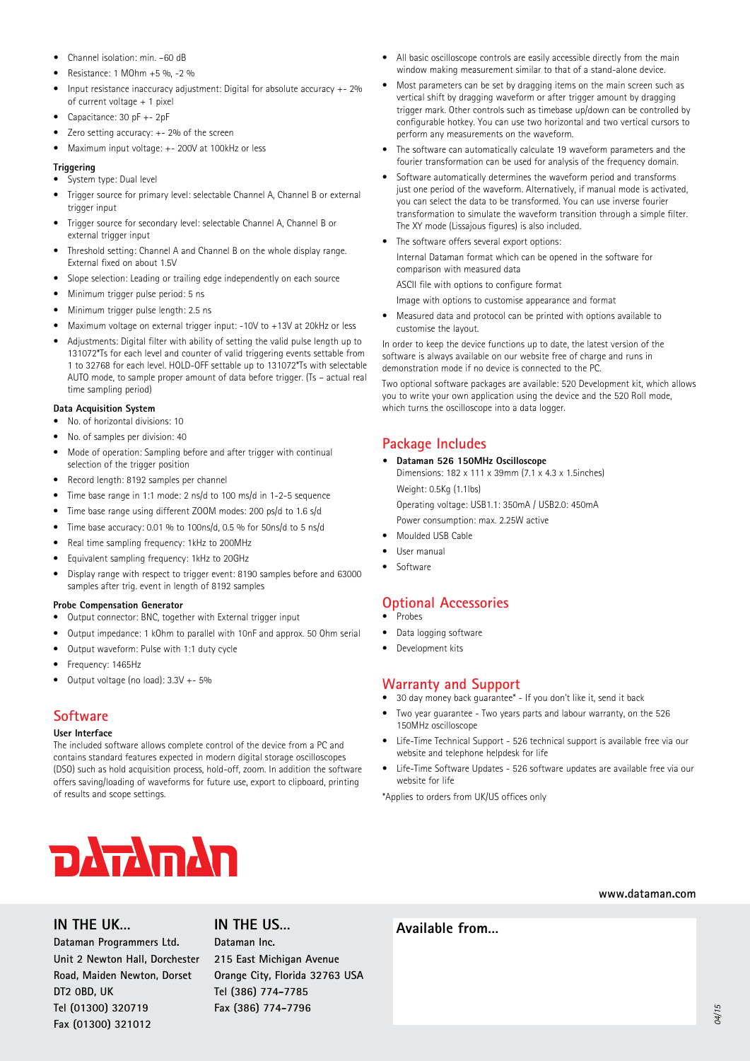- Channel isolation: min. –60 dB
- Resistance: 1 MOhm +5 %, -2 %
- Input resistance inaccuracy adjustment: Digital for absolute accuracy +- 2% of current voltage + 1 pixel
- Capacitance: 30 pF +- 2pF
- Zero setting accuracy: +- 2% of the screen
- Maximum input voltage: +- 200V at 100kHz or less

**Triggering**

- System type: Dual level
- Trigger source for primary level: selectable Channel A, Channel B or external trigger input
- Trigger source for secondary level: selectable Channel A, Channel B or external trigger input
- Threshold setting: Channel A and Channel B on the whole display range. External fixed on about 1.5V
- Slope selection: Leading or trailing edge independently on each source
- Minimum trigger pulse period: 5 ns
- Minimum trigger pulse length: 2.5 ns
- Maximum voltage on external trigger input: -10V to +13V at 20kHz or less
- Adjustments: Digital filter with ability of setting the valid pulse length up to 131072*Ts for each level and counter of valid triggering events settable from 1 to 32768 for each level. HOLD-OFF settable up to 131072*Ts with selectable AUTO mode, to sample proper amount of data before trigger. (Ts – actual real time sampling period)

**Data Acquisition System**

- No. of horizontal divisions: 10
- No. of samples per division: 40
- Mode of operation: Sampling before and after trigger with continual selection of the trigger position
- Record length: 8192 samples per channel
- Time base range in 1:1 mode: 2 ns/d to 100 ms/d in 1-2-5 sequence
- Time base range using different ZOOM modes: 200 ps/d to 1.6 s/d
- Time base accuracy: 0.01 % to 100ns/d, 0.5 % for 50ns/d to 5 ns/d
- Real time sampling frequency: 1kHz to 200MHz
- Equivalent sampling frequency: 1kHz to 20GHz
- Display range with respect to trigger event: 8190 samples before and 63000 samples after trig. event in length of 8192 samples

**Probe Compensation Generator**

- Output connector: BNC, together with External trigger input
- Output impedance: 1 kOhm to parallel with 10nF and approx. 50 Ohm serial
- Output waveform: Pulse with 1:1 duty cycle
- Frequency: 1465Hz
- Output voltage (no load): 3.3V +- 5%

## Software

**User Interface**

The included software allows complete control of the device from a PC and contains standard features expected in modern digital storage oscilloscopes (DSO) such as hold acquisition process, hold-off, zoom. In addition the software offers saving/loading of waveforms for future use, export to clipboard, printing of results and scope settings.

- All basic oscilloscope controls are easily accessible directly from the main window making measurement similar to that of a stand-alone device.
- Most parameters can be set by dragging items on the main screen such as vertical shift by dragging waveform or after trigger amount by dragging trigger mark. Other controls such as timebase up/down can be controlled by configurable hotkey. You can use two horizontal and two vertical cursors to perform any measurements on the waveform.
- The software can automatically calculate 19 waveform parameters and the fourier transformation can be used for analysis of the frequency domain.
- Software automatically determines the waveform period and transforms just one period of the waveform. Alternatively, if manual mode is activated, you can select the data to be transformed. You can use inverse fourier transformation to simulate the waveform transition through a simple filter. The XY mode (Lissajous figures) is also included.
- The software offers several export options:

  Internal Dataman format which can be opened in the software for comparison with measured data

  ASCII file with options to configure format

  Image with options to customise appearance and format
- Measured data and protocol can be printed with options available to customise the layout.

In order to keep the device functions up to date, the latest version of the software is always available on our website free of charge and runs in demonstration mode if no device is connected to the PC.

Two optional software packages are available: 520 Development kit, which allows you to write your own application using the device and the 520 Roll mode, which turns the oscilloscope into a data logger.

## Package Includes

- **Dataman 526 150MHz Oscilloscope**

  Dimensions: 182 x 111 x 39mm (7.1 x 4.3 x 1.5inches)

  Weight: 0.5Kg (1.1lbs)

  Operating voltage: USB1.1: 350mA / USB2.0: 450mA

  Power consumption: max. 2.25W active
- Moulded USB Cable
- User manual
- Software

## Optional Accessories

- Probes
- Data logging software
- Development kits

## Warranty and Support

- 30 day money back guarantee* - If you don't like it, send it back
- Two year guarantee - Two years parts and labour warranty, on the 526 150MHz oscilloscope
- Life-Time Technical Support - 526 technical support is available free via our website and telephone helpdesk for life
- Life-Time Software Updates - 526 software updates are available free via our website for life

*Applies to orders from UK/US offices only

DATAMAN

www.dataman.com

## IN THE UK...

**Dataman Programmers Ltd.**
**Unit 2 Newton Hall, Dorchester Road, Maiden Newton, Dorset DT2 0BD, UK**
**Tel (01300) 320719**
**Fax (01300) 321012**

## IN THE US...

**Dataman Inc.**
**215 East Michigan Avenue**
**Orange City, Florida 32763 USA**
**Tel (386) 774-7785**
**Fax (386) 774-7796**

## Available from...

04/15